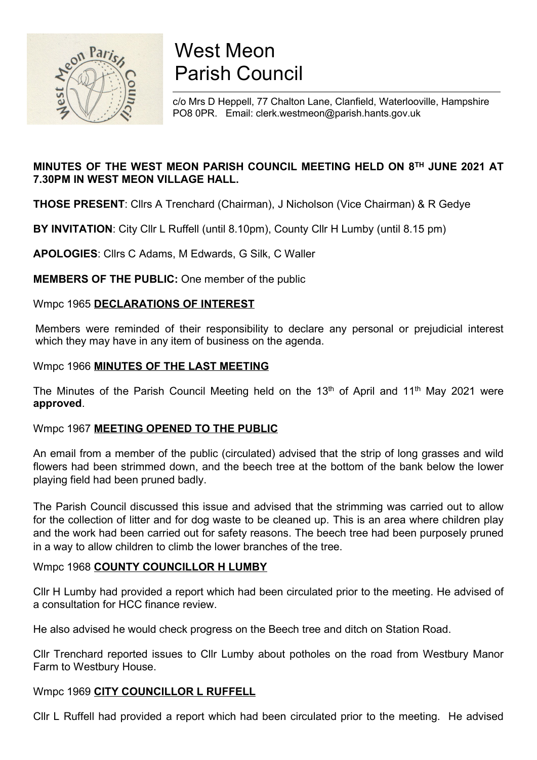# West Meon Parish Council

c/o Mrs D Heppell, 77 Chalton Lane, Clanfield, Waterlooville, Hampshire PO8 0PR. Email: clerk.westmeon@parish.hants.gov.uk

**MINUTES OF THE WEST MEON PARISH COUNCIL MEETING HELD ON 8TH JUNE 2021 AT 7.30PM IN WEST MEON VILLAGE HALL.**

**THOSE PRESENT**: Cllrs A Trenchard (Chairman), J Nicholson (Vice Chairman) & R Gedye

**BY INVITATION**: City Cllr L Ruffell (until 8.10pm), County Cllr H Lumby (until 8.15 pm)

**APOLOGIES**: Cllrs C Adams, M Edwards, G Silk, C Waller

**MEMBERS OF THE PUBLIC:** One member of the public

Wmpc 1965 **DECLARATIONS OF INTEREST**

Members were reminded of their responsibility to declare any personal or prejudicial interest which they may have in any item of business on the agenda.

Wmpc 1966 **MINUTES OF THE LAST MEETING**

The Minutes of the Parish Council Meeting held on the 13th of April and 11th May 2021 were **approved**.

Wmpc 1967 **MEETING OPENED TO THE PUBLIC**

An email from a member of the public (circulated) advised that the strip of long grasses and wild flowers had been strimmed down, and the beech tree at the bottom of the bank below the lower playing field had been pruned badly.

The Parish Council discussed this issue and advised that the strimming was carried out to allow for the collection of litter and for dog waste to be cleaned up. This is an area where children play and the work had been carried out for safety reasons. The beech tree had been purposely pruned in a way to allow children to climb the lower branches of the tree.

Wmpc 1968 **COUNTY COUNCILLOR H LUMBY**

Cllr H Lumby had provided a report which had been circulated prior to the meeting. He advised of a consultation for HCC finance review.

He also advised he would check progress on the Beech tree and ditch on Station Road.

Cllr Trenchard reported issues to Cllr Lumby about potholes on the road from Westbury Manor Farm to Westbury House.

Wmpc 1969 **CITY COUNCILLOR L RUFFELL**

Cllr L Ruffell had provided a report which had been circulated prior to the meeting. He advised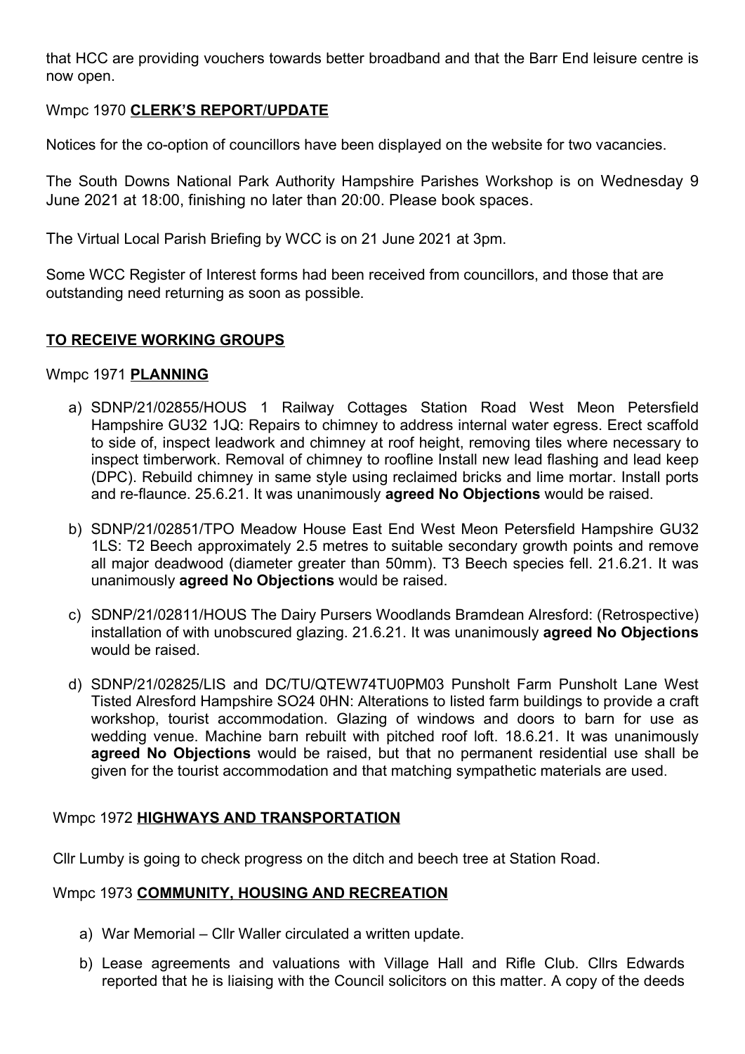that HCC are providing vouchers towards better broadband and that the Barr End leisure centre is now open.

Wmpc 1970 **CLERK'S REPORT/UPDATE**

Notices for the co-option of councillors have been displayed on the website for two vacancies.

The South Downs National Park Authority Hampshire Parishes Workshop is on Wednesday 9 June 2021 at 18:00, finishing no later than 20:00. Please book spaces.

The Virtual Local Parish Briefing by WCC is on 21 June 2021 at 3pm.

Some WCC Register of Interest forms had been received from councillors, and those that are outstanding need returning as soon as possible.

**TO RECEIVE WORKING GROUPS**

Wmpc 1971 **PLANNING**

a) SDNP/21/02855/HOUS 1 Railway Cottages Station Road West Meon Petersfield Hampshire GU32 1JQ: Repairs to chimney to address internal water egress. Erect scaffold to side of, inspect leadwork and chimney at roof height, removing tiles where necessary to inspect timberwork. Removal of chimney to roofline Install new lead flashing and lead keep (DPC). Rebuild chimney in same style using reclaimed bricks and lime mortar. Install ports and re-flaunce. 25.6.21. It was unanimously **agreed No Objections** would be raised.

b) SDNP/21/02851/TPO Meadow House East End West Meon Petersfield Hampshire GU32 1LS: T2 Beech approximately 2.5 metres to suitable secondary growth points and remove all major deadwood (diameter greater than 50mm). T3 Beech species fell. 21.6.21. It was unanimously **agreed No Objections** would be raised.

c) SDNP/21/02811/HOUS The Dairy Pursers Woodlands Bramdean Alresford: (Retrospective) installation of with unobscured glazing. 21.6.21. It was unanimously **agreed No Objections** would be raised.

d) SDNP/21/02825/LIS and DC/TU/QTEW74TU0PM03 Punsholt Farm Punsholt Lane West Tisted Alresford Hampshire SO24 0HN: Alterations to listed farm buildings to provide a craft workshop, tourist accommodation. Glazing of windows and doors to barn for use as wedding venue. Machine barn rebuilt with pitched roof loft. 18.6.21. It was unanimously **agreed No Objections** would be raised, but that no permanent residential use shall be given for the tourist accommodation and that matching sympathetic materials are used.

Wmpc 1972 **HIGHWAYS AND TRANSPORTATION**

Cllr Lumby is going to check progress on the ditch and beech tree at Station Road.

Wmpc 1973 **COMMUNITY, HOUSING AND RECREATION**

a) War Memorial – Cllr Waller circulated a written update.

b) Lease agreements and valuations with Village Hall and Rifle Club. Cllrs Edwards reported that he is liaising with the Council solicitors on this matter. A copy of the deeds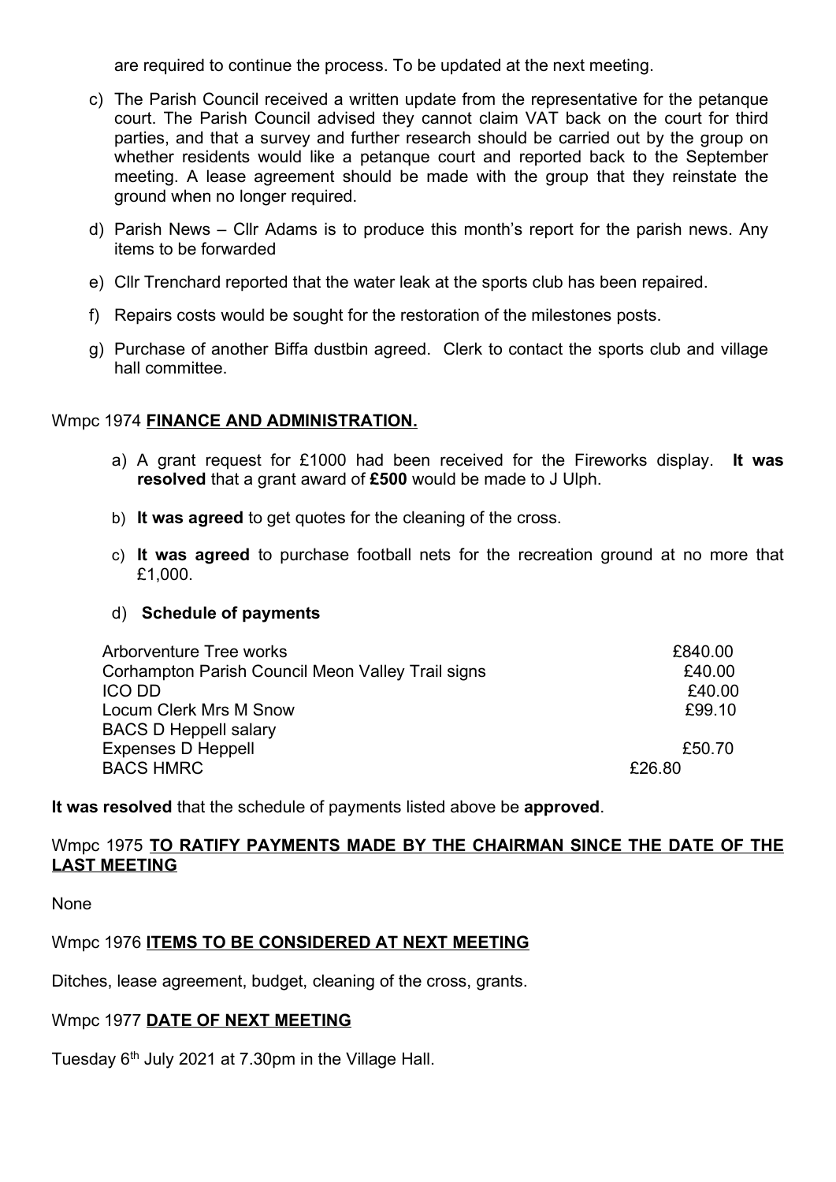are required to continue the process. To be updated at the next meeting.

c) The Parish Council received a written update from the representative for the petanque court. The Parish Council advised they cannot claim VAT back on the court for third parties, and that a survey and further research should be carried out by the group on whether residents would like a petanque court and reported back to the September meeting. A lease agreement should be made with the group that they reinstate the ground when no longer required.

d) Parish News – Cllr Adams is to produce this month's report for the parish news. Any items to be forwarded

e) Cllr Trenchard reported that the water leak at the sports club has been repaired.

f) Repairs costs would be sought for the restoration of the milestones posts.

g) Purchase of another Biffa dustbin agreed. Clerk to contact the sports club and village hall committee.

Wmpc 1974 **FINANCE AND ADMINISTRATION.**

a) A grant request for £1000 had been received for the Fireworks display. **It was resolved** that a grant award of **£500** would be made to J Ulph.

b) **It was agreed** to get quotes for the cleaning of the cross.

c) **It was agreed** to purchase football nets for the recreation ground at no more that £1,000.

d) **Schedule of payments**

| | |
|---|---|
| Arborventure Tree works | £840.00 |
| Corhampton Parish Council Meon Valley Trail signs | £40.00 |
| ICO DD | £40.00 |
| Locum Clerk Mrs M Snow | £99.10 |
| BACS D Heppell salary | |
| Expenses D Heppell | £50.70 |
| BACS HMRC | £26.80 |

**It was resolved** that the schedule of payments listed above be **approved**.

Wmpc 1975 **TO RATIFY PAYMENTS MADE BY THE CHAIRMAN SINCE THE DATE OF THE LAST MEETING**

None

Wmpc 1976 **ITEMS TO BE CONSIDERED AT NEXT MEETING**

Ditches, lease agreement, budget, cleaning of the cross, grants.

Wmpc 1977 **DATE OF NEXT MEETING**

Tuesday 6th July 2021 at 7.30pm in the Village Hall.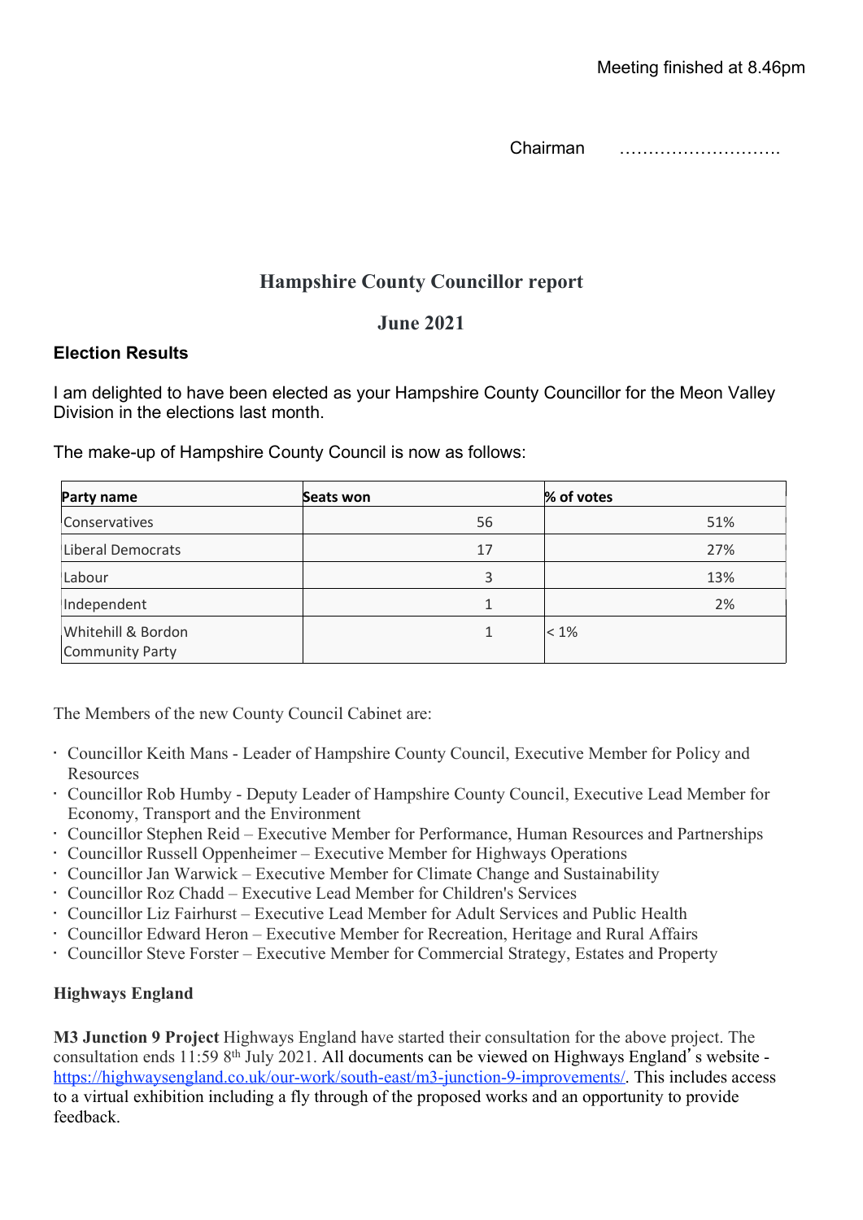Meeting finished at 8.46pm

Chairman ……………………….

# Hampshire County Councillor report

## June 2021

### Election Results

I am delighted to have been elected as your Hampshire County Councillor for the Meon Valley Division in the elections last month.

The make-up of Hampshire County Council is now as follows:

| Party name | Seats won | % of votes |
|---|---|---|
| Conservatives | 56 | 51% |
| Liberal Democrats | 17 | 27% |
| Labour | 3 | 13% |
| Independent | 1 | 2% |
| Whitehill & Bordon Community Party | 1 | < 1% |

The Members of the new County Council Cabinet are:

- Councillor Keith Mans - Leader of Hampshire County Council, Executive Member for Policy and Resources
- Councillor Rob Humby - Deputy Leader of Hampshire County Council, Executive Lead Member for Economy, Transport and the Environment
- Councillor Stephen Reid – Executive Member for Performance, Human Resources and Partnerships
- Councillor Russell Oppenheimer – Executive Member for Highways Operations
- Councillor Jan Warwick – Executive Member for Climate Change and Sustainability
- Councillor Roz Chadd – Executive Lead Member for Children's Services
- Councillor Liz Fairhurst – Executive Lead Member for Adult Services and Public Health
- Councillor Edward Heron – Executive Member for Recreation, Heritage and Rural Affairs
- Councillor Steve Forster – Executive Member for Commercial Strategy, Estates and Property

### Highways England

**M3 Junction 9 Project** Highways England have started their consultation for the above project. The consultation ends 11:59 8th July 2021. All documents can be viewed on Highways England's website - https://highwaysengland.co.uk/our-work/south-east/m3-junction-9-improvements/. This includes access to a virtual exhibition including a fly through of the proposed works and an opportunity to provide feedback.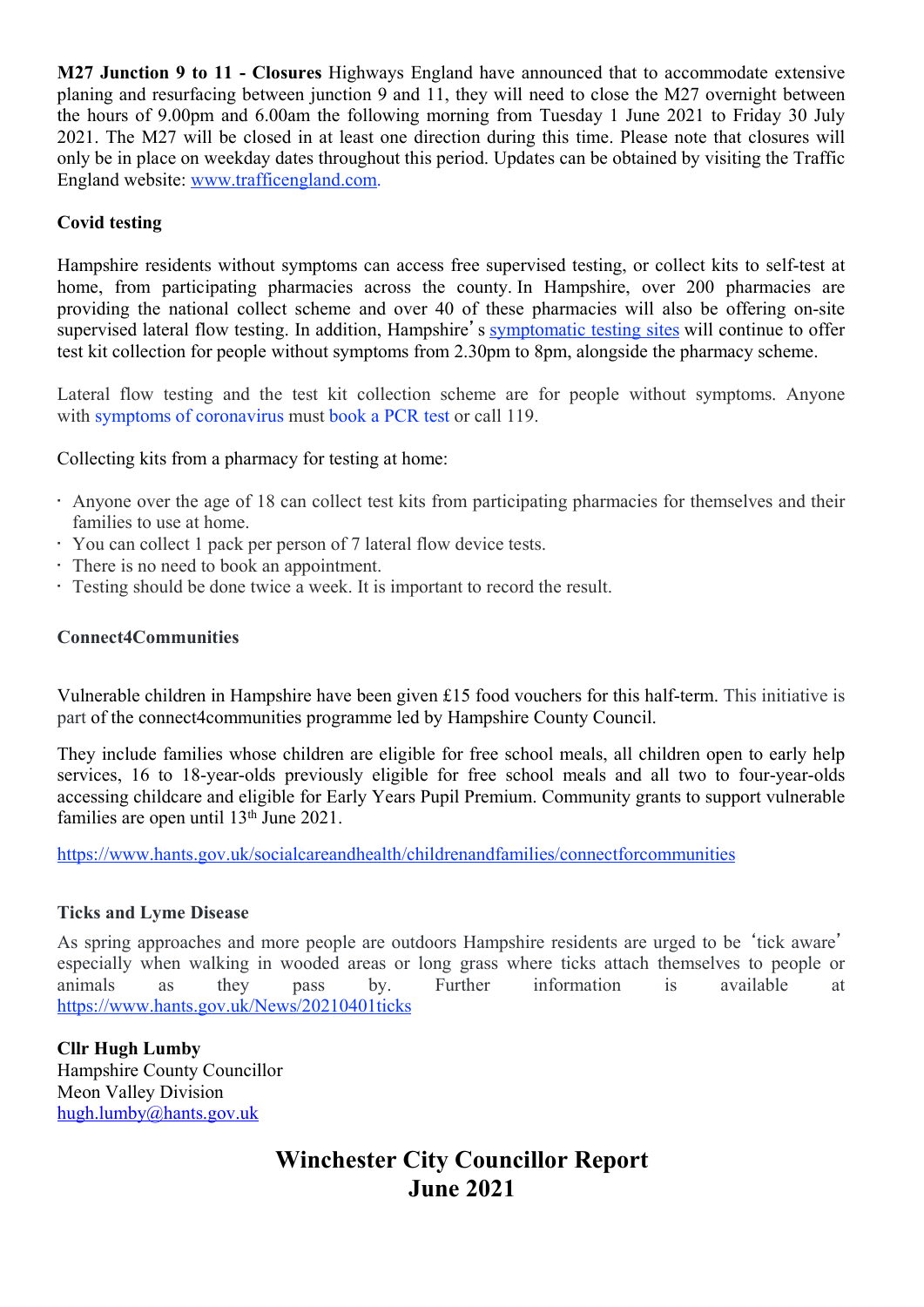**M27 Junction 9 to 11 - Closures** Highways England have announced that to accommodate extensive planing and resurfacing between junction 9 and 11, they will need to close the M27 overnight between the hours of 9.00pm and 6.00am the following morning from Tuesday 1 June 2021 to Friday 30 July 2021. The M27 will be closed in at least one direction during this time. Please note that closures will only be in place on weekday dates throughout this period. Updates can be obtained by visiting the Traffic England website: [www.trafficengland.com](www.trafficengland.com).

**Covid testing**

Hampshire residents without symptoms can access free supervised testing, or collect kits to self-test at home, from participating pharmacies across the county. In Hampshire, over 200 pharmacies are providing the national collect scheme and over 40 of these pharmacies will also be offering on-site supervised lateral flow testing. In addition, Hampshire's symptomatic testing sites will continue to offer test kit collection for people without symptoms from 2.30pm to 8pm, alongside the pharmacy scheme.

Lateral flow testing and the test kit collection scheme are for people without symptoms. Anyone with symptoms of coronavirus must book a PCR test or call 119.

Collecting kits from a pharmacy for testing at home:

- Anyone over the age of 18 can collect test kits from participating pharmacies for themselves and their families to use at home.
- You can collect 1 pack per person of 7 lateral flow device tests.
- There is no need to book an appointment.
- Testing should be done twice a week. It is important to record the result.

**Connect4Communities**

Vulnerable children in Hampshire have been given £15 food vouchers for this half-term. This initiative is part of the connect4communities programme led by Hampshire County Council.

They include families whose children are eligible for free school meals, all children open to early help services, 16 to 18-year-olds previously eligible for free school meals and all two to four-year-olds accessing childcare and eligible for Early Years Pupil Premium. Community grants to support vulnerable families are open until 13th June 2021.

https://www.hants.gov.uk/socialcareandhealth/childrenandfamilies/connectforcommunities

**Ticks and Lyme Disease**

As spring approaches and more people are outdoors Hampshire residents are urged to be 'tick aware' especially when walking in wooded areas or long grass where ticks attach themselves to people or animals as they pass by. Further information is available at https://www.hants.gov.uk/News/20210401ticks

**Cllr Hugh Lumby**
Hampshire County Councillor
Meon Valley Division
hugh.lumby@hants.gov.uk

# Winchester City Councillor Report
# June 2021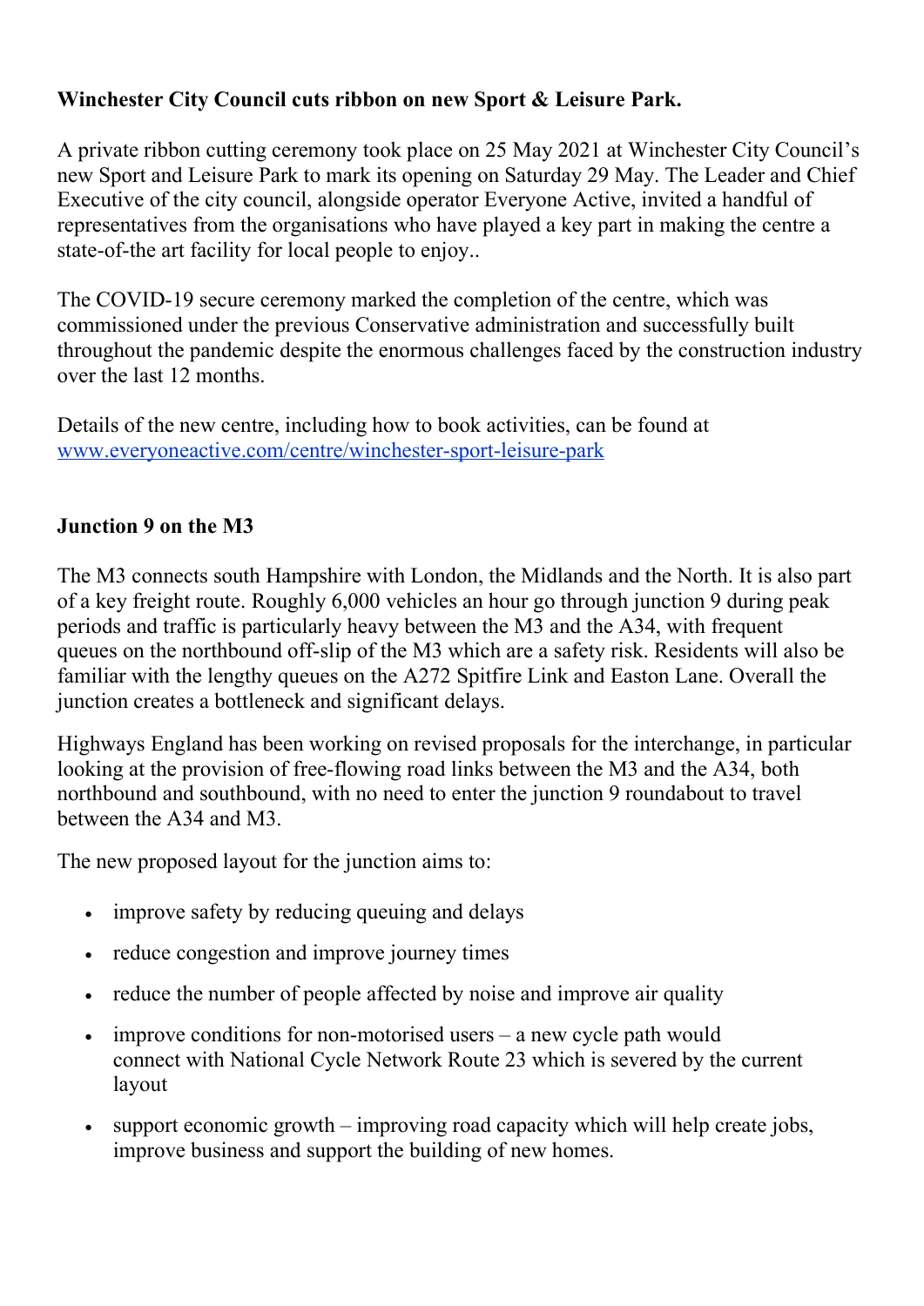**Winchester City Council cuts ribbon on new Sport & Leisure Park.**

A private ribbon cutting ceremony took place on 25 May 2021 at Winchester City Council's new Sport and Leisure Park to mark its opening on Saturday 29 May. The Leader and Chief Executive of the city council, alongside operator Everyone Active, invited a handful of representatives from the organisations who have played a key part in making the centre a state-of-the art facility for local people to enjoy..

The COVID-19 secure ceremony marked the completion of the centre, which was commissioned under the previous Conservative administration and successfully built throughout the pandemic despite the enormous challenges faced by the construction industry over the last 12 months.

Details of the new centre, including how to book activities, can be found at [www.everyoneactive.com/centre/winchester-sport-leisure-park](www.everyoneactive.com/centre/winchester-sport-leisure-park)

**Junction 9 on the M3**

The M3 connects south Hampshire with London, the Midlands and the North. It is also part of a key freight route. Roughly 6,000 vehicles an hour go through junction 9 during peak periods and traffic is particularly heavy between the M3 and the A34, with frequent queues on the northbound off-slip of the M3 which are a safety risk. Residents will also be familiar with the lengthy queues on the A272 Spitfire Link and Easton Lane. Overall the junction creates a bottleneck and significant delays.

Highways England has been working on revised proposals for the interchange, in particular looking at the provision of free-flowing road links between the M3 and the A34, both northbound and southbound, with no need to enter the junction 9 roundabout to travel between the A34 and M3.

The new proposed layout for the junction aims to:

- improve safety by reducing queuing and delays
- reduce congestion and improve journey times
- reduce the number of people affected by noise and improve air quality
- improve conditions for non-motorised users – a new cycle path would connect with National Cycle Network Route 23 which is severed by the current layout
- support economic growth – improving road capacity which will help create jobs, improve business and support the building of new homes.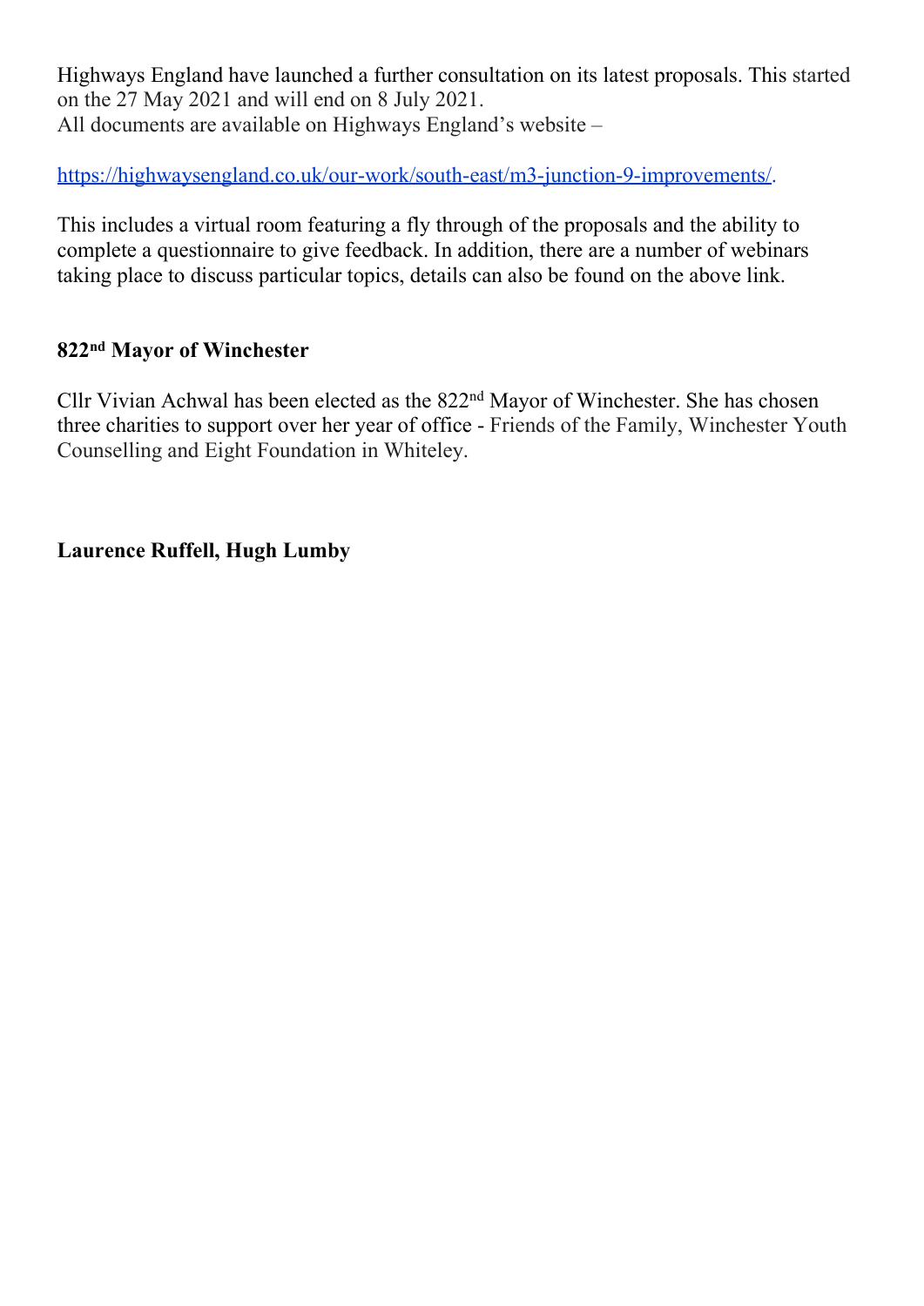Highways England have launched a further consultation on its latest proposals. This started on the 27 May 2021 and will end on 8 July 2021.
All documents are available on Highways England's website –

https://highwaysengland.co.uk/our-work/south-east/m3-junction-9-improvements/.

This includes a virtual room featuring a fly through of the proposals and the ability to complete a questionnaire to give feedback. In addition, there are a number of webinars taking place to discuss particular topics, details can also be found on the above link.

**822nd Mayor of Winchester**

Cllr Vivian Achwal has been elected as the 822nd Mayor of Winchester. She has chosen three charities to support over her year of office - Friends of the Family, Winchester Youth Counselling and Eight Foundation in Whiteley.

**Laurence Ruffell, Hugh Lumby**